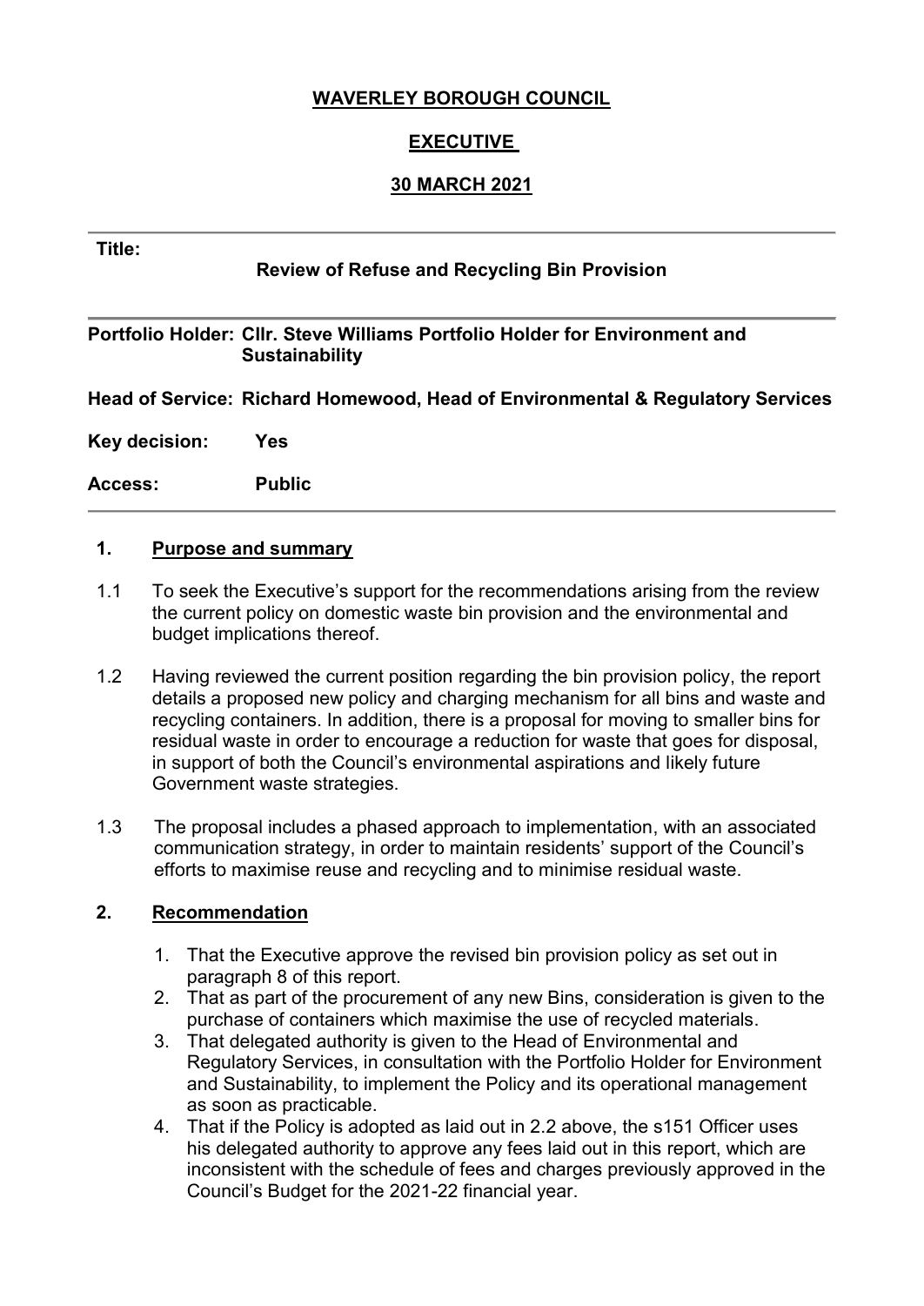**WAVERLEY BOROUGH COUNCIL**

**EXECUTIVE**

**30 MARCH 2021**

---

**Title:**

**Review of Refuse and Recycling Bin Provision**

---

**Portfolio Holder:** **Cllr. Steve Williams Portfolio Holder for Environment and Sustainability**

**Head of Service:** **Richard Homewood, Head of Environmental & Regulatory Services**

**Key decision:** **Yes**

**Access:** **Public**

---

## 1. Purpose and summary

1.1 To seek the Executive's support for the recommendations arising from the review the current policy on domestic waste bin provision and the environmental and budget implications thereof.

1.2 Having reviewed the current position regarding the bin provision policy, the report details a proposed new policy and charging mechanism for all bins and waste and recycling containers. In addition, there is a proposal for moving to smaller bins for residual waste in order to encourage a reduction for waste that goes for disposal, in support of both the Council's environmental aspirations and likely future Government waste strategies.

1.3 The proposal includes a phased approach to implementation, with an associated communication strategy, in order to maintain residents' support of the Council's efforts to maximise reuse and recycling and to minimise residual waste.

## 2. Recommendation

1. That the Executive approve the revised bin provision policy as set out in paragraph 8 of this report.
2. That as part of the procurement of any new Bins, consideration is given to the purchase of containers which maximise the use of recycled materials.
3. That delegated authority is given to the Head of Environmental and Regulatory Services, in consultation with the Portfolio Holder for Environment and Sustainability, to implement the Policy and its operational management as soon as practicable.
4. That if the Policy is adopted as laid out in 2.2 above, the s151 Officer uses his delegated authority to approve any fees laid out in this report, which are inconsistent with the schedule of fees and charges previously approved in the Council's Budget for the 2021-22 financial year.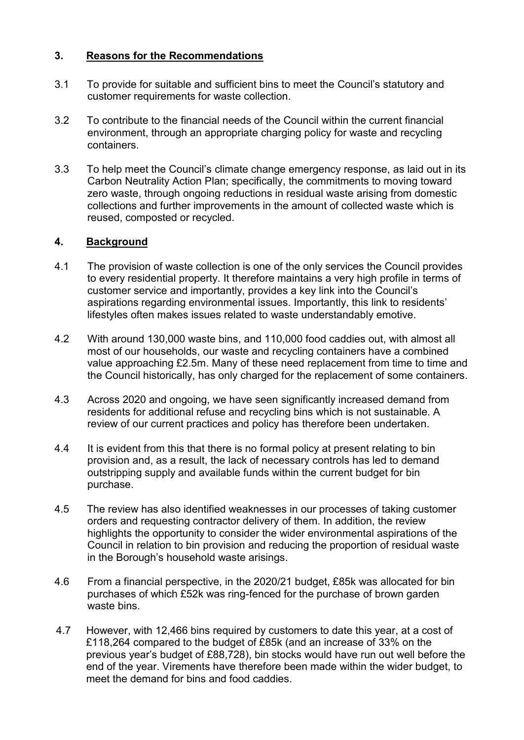## 3. Reasons for the Recommendations

3.1 To provide for suitable and sufficient bins to meet the Council's statutory and customer requirements for waste collection.

3.2 To contribute to the financial needs of the Council within the current financial environment, through an appropriate charging policy for waste and recycling containers.

3.3 To help meet the Council's climate change emergency response, as laid out in its Carbon Neutrality Action Plan; specifically, the commitments to moving toward zero waste, through ongoing reductions in residual waste arising from domestic collections and further improvements in the amount of collected waste which is reused, composted or recycled.

## 4. Background

4.1 The provision of waste collection is one of the only services the Council provides to every residential property. It therefore maintains a very high profile in terms of customer service and importantly, provides a key link into the Council's aspirations regarding environmental issues. Importantly, this link to residents' lifestyles often makes issues related to waste understandably emotive.

4.2 With around 130,000 waste bins, and 110,000 food caddies out, with almost all most of our households, our waste and recycling containers have a combined value approaching £2.5m. Many of these need replacement from time to time and the Council historically, has only charged for the replacement of some containers.

4.3 Across 2020 and ongoing, we have seen significantly increased demand from residents for additional refuse and recycling bins which is not sustainable. A review of our current practices and policy has therefore been undertaken.

4.4 It is evident from this that there is no formal policy at present relating to bin provision and, as a result, the lack of necessary controls has led to demand outstripping supply and available funds within the current budget for bin purchase.

4.5 The review has also identified weaknesses in our processes of taking customer orders and requesting contractor delivery of them. In addition, the review highlights the opportunity to consider the wider environmental aspirations of the Council in relation to bin provision and reducing the proportion of residual waste in the Borough's household waste arisings.

4.6 From a financial perspective, in the 2020/21 budget, £85k was allocated for bin purchases of which £52k was ring-fenced for the purchase of brown garden waste bins.

4.7 However, with 12,466 bins required by customers to date this year, at a cost of £118,264 compared to the budget of £85k (and an increase of 33% on the previous year's budget of £88,728), bin stocks would have run out well before the end of the year. Virements have therefore been made within the wider budget, to meet the demand for bins and food caddies.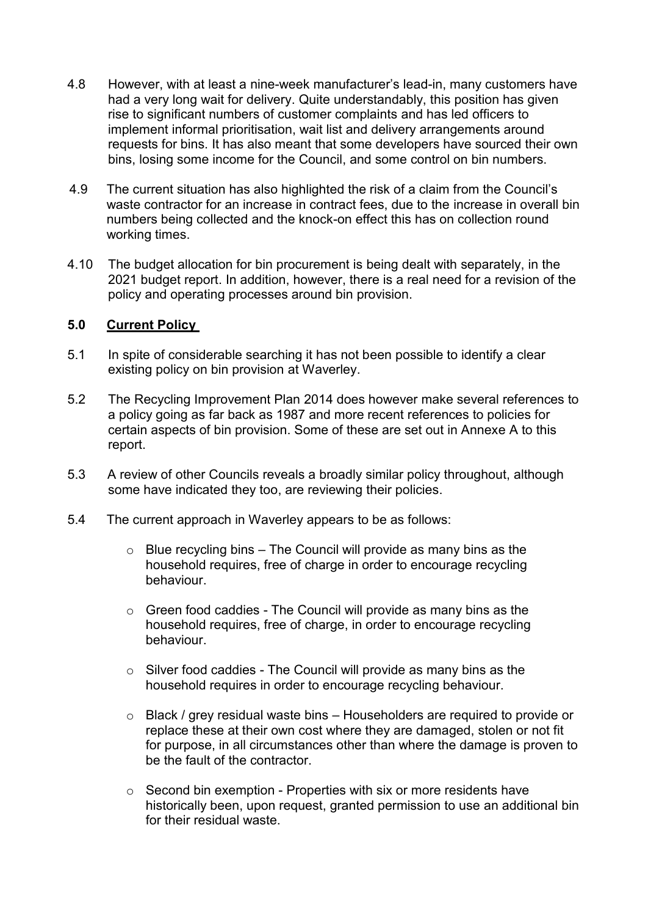4.8 However, with at least a nine-week manufacturer's lead-in, many customers have had a very long wait for delivery. Quite understandably, this position has given rise to significant numbers of customer complaints and has led officers to implement informal prioritisation, wait list and delivery arrangements around requests for bins. It has also meant that some developers have sourced their own bins, losing some income for the Council, and some control on bin numbers.

4.9 The current situation has also highlighted the risk of a claim from the Council's waste contractor for an increase in contract fees, due to the increase in overall bin numbers being collected and the knock-on effect this has on collection round working times.

4.10 The budget allocation for bin procurement is being dealt with separately, in the 2021 budget report. In addition, however, there is a real need for a revision of the policy and operating processes around bin provision.

## 5.0 Current Policy

5.1 In spite of considerable searching it has not been possible to identify a clear existing policy on bin provision at Waverley.

5.2 The Recycling Improvement Plan 2014 does however make several references to a policy going as far back as 1987 and more recent references to policies for certain aspects of bin provision. Some of these are set out in Annexe A to this report.

5.3 A review of other Councils reveals a broadly similar policy throughout, although some have indicated they too, are reviewing their policies.

5.4 The current approach in Waverley appears to be as follows:

- Blue recycling bins – The Council will provide as many bins as the household requires, free of charge in order to encourage recycling behaviour.
- Green food caddies - The Council will provide as many bins as the household requires, free of charge, in order to encourage recycling behaviour.
- Silver food caddies - The Council will provide as many bins as the household requires in order to encourage recycling behaviour.
- Black / grey residual waste bins – Householders are required to provide or replace these at their own cost where they are damaged, stolen or not fit for purpose, in all circumstances other than where the damage is proven to be the fault of the contractor.
- Second bin exemption - Properties with six or more residents have historically been, upon request, granted permission to use an additional bin for their residual waste.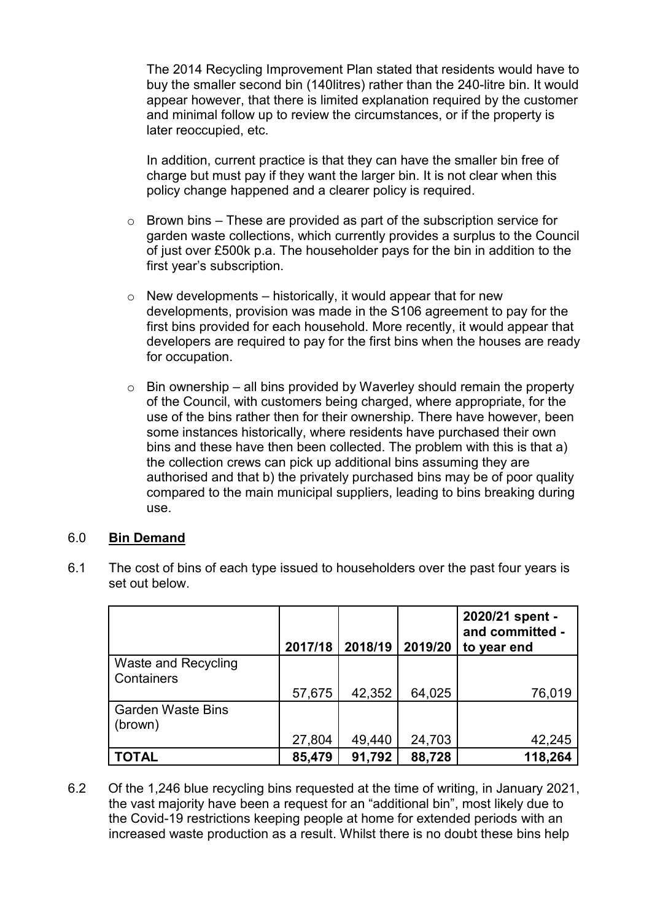The 2014 Recycling Improvement Plan stated that residents would have to buy the smaller second bin (140litres) rather than the 240-litre bin. It would appear however, that there is limited explanation required by the customer and minimal follow up to review the circumstances, or if the property is later reoccupied, etc.

In addition, current practice is that they can have the smaller bin free of charge but must pay if they want the larger bin. It is not clear when this policy change happened and a clearer policy is required.

- Brown bins – These are provided as part of the subscription service for garden waste collections, which currently provides a surplus to the Council of just over £500k p.a. The householder pays for the bin in addition to the first year's subscription.
- New developments – historically, it would appear that for new developments, provision was made in the S106 agreement to pay for the first bins provided for each household. More recently, it would appear that developers are required to pay for the first bins when the houses are ready for occupation.
- Bin ownership – all bins provided by Waverley should remain the property of the Council, with customers being charged, where appropriate, for the use of the bins rather then for their ownership. There have however, been some instances historically, where residents have purchased their own bins and these have then been collected. The problem with this is that a) the collection crews can pick up additional bins assuming they are authorised and that b) the privately purchased bins may be of poor quality compared to the main municipal suppliers, leading to bins breaking during use.

## 6.0 **Bin Demand**

6.1 The cost of bins of each type issued to householders over the past four years is set out below.

| | 2017/18 | 2018/19 | 2019/20 | 2020/21 spent - and committed - to year end |
|---|---|---|---|---|
| Waste and Recycling Containers | 57,675 | 42,352 | 64,025 | 76,019 |
| Garden Waste Bins (brown) | 27,804 | 49,440 | 24,703 | 42,245 |
| **TOTAL** | **85,479** | **91,792** | **88,728** | **118,264** |

6.2 Of the 1,246 blue recycling bins requested at the time of writing, in January 2021, the vast majority have been a request for an "additional bin", most likely due to the Covid-19 restrictions keeping people at home for extended periods with an increased waste production as a result. Whilst there is no doubt these bins help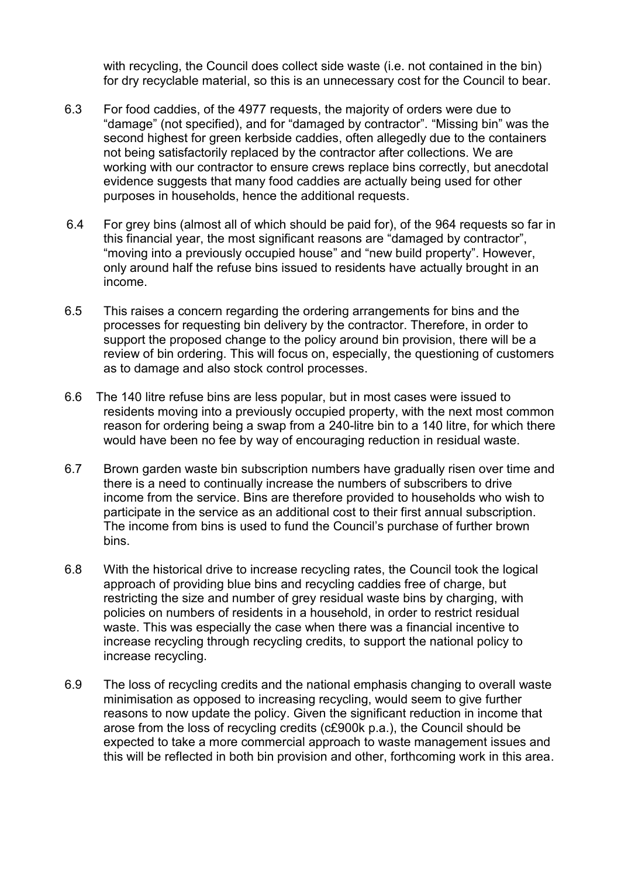with recycling, the Council does collect side waste (i.e. not contained in the bin) for dry recyclable material, so this is an unnecessary cost for the Council to bear.

6.3 For food caddies, of the 4977 requests, the majority of orders were due to "damage" (not specified), and for "damaged by contractor". "Missing bin" was the second highest for green kerbside caddies, often allegedly due to the containers not being satisfactorily replaced by the contractor after collections. We are working with our contractor to ensure crews replace bins correctly, but anecdotal evidence suggests that many food caddies are actually being used for other purposes in households, hence the additional requests.

6.4 For grey bins (almost all of which should be paid for), of the 964 requests so far in this financial year, the most significant reasons are "damaged by contractor", "moving into a previously occupied house" and "new build property". However, only around half the refuse bins issued to residents have actually brought in an income.

6.5 This raises a concern regarding the ordering arrangements for bins and the processes for requesting bin delivery by the contractor. Therefore, in order to support the proposed change to the policy around bin provision, there will be a review of bin ordering. This will focus on, especially, the questioning of customers as to damage and also stock control processes.

6.6 The 140 litre refuse bins are less popular, but in most cases were issued to residents moving into a previously occupied property, with the next most common reason for ordering being a swap from a 240-litre bin to a 140 litre, for which there would have been no fee by way of encouraging reduction in residual waste.

6.7 Brown garden waste bin subscription numbers have gradually risen over time and there is a need to continually increase the numbers of subscribers to drive income from the service. Bins are therefore provided to households who wish to participate in the service as an additional cost to their first annual subscription. The income from bins is used to fund the Council's purchase of further brown bins.

6.8 With the historical drive to increase recycling rates, the Council took the logical approach of providing blue bins and recycling caddies free of charge, but restricting the size and number of grey residual waste bins by charging, with policies on numbers of residents in a household, in order to restrict residual waste. This was especially the case when there was a financial incentive to increase recycling through recycling credits, to support the national policy to increase recycling.

6.9 The loss of recycling credits and the national emphasis changing to overall waste minimisation as opposed to increasing recycling, would seem to give further reasons to now update the policy. Given the significant reduction in income that arose from the loss of recycling credits (c£900k p.a.), the Council should be expected to take a more commercial approach to waste management issues and this will be reflected in both bin provision and other, forthcoming work in this area.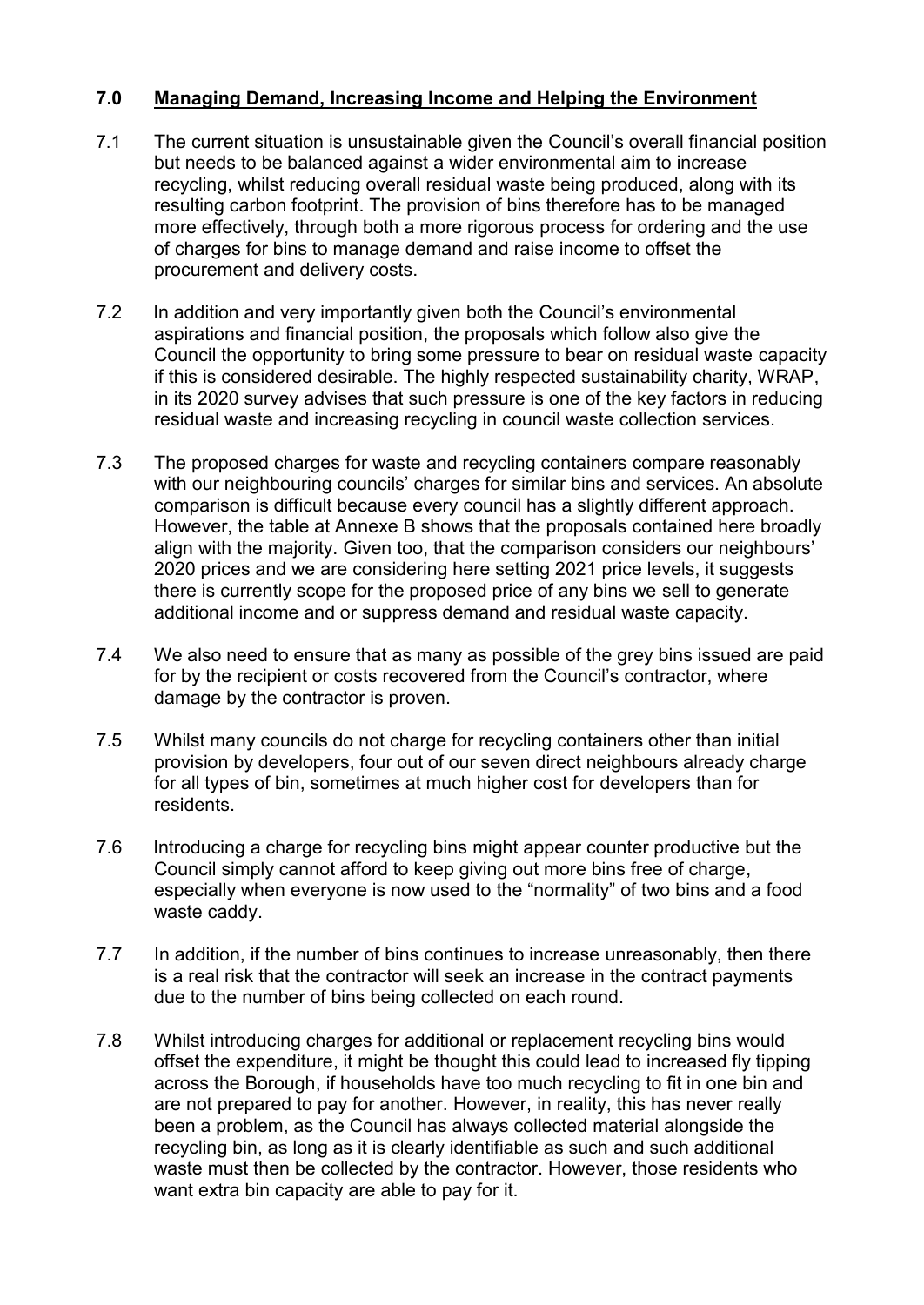## 7.0 Managing Demand, Increasing Income and Helping the Environment

7.1 The current situation is unsustainable given the Council's overall financial position but needs to be balanced against a wider environmental aim to increase recycling, whilst reducing overall residual waste being produced, along with its resulting carbon footprint. The provision of bins therefore has to be managed more effectively, through both a more rigorous process for ordering and the use of charges for bins to manage demand and raise income to offset the procurement and delivery costs.

7.2 In addition and very importantly given both the Council's environmental aspirations and financial position, the proposals which follow also give the Council the opportunity to bring some pressure to bear on residual waste capacity if this is considered desirable. The highly respected sustainability charity, WRAP, in its 2020 survey advises that such pressure is one of the key factors in reducing residual waste and increasing recycling in council waste collection services.

7.3 The proposed charges for waste and recycling containers compare reasonably with our neighbouring councils' charges for similar bins and services. An absolute comparison is difficult because every council has a slightly different approach. However, the table at Annexe B shows that the proposals contained here broadly align with the majority. Given too, that the comparison considers our neighbours' 2020 prices and we are considering here setting 2021 price levels, it suggests there is currently scope for the proposed price of any bins we sell to generate additional income and or suppress demand and residual waste capacity.

7.4 We also need to ensure that as many as possible of the grey bins issued are paid for by the recipient or costs recovered from the Council's contractor, where damage by the contractor is proven.

7.5 Whilst many councils do not charge for recycling containers other than initial provision by developers, four out of our seven direct neighbours already charge for all types of bin, sometimes at much higher cost for developers than for residents.

7.6 Introducing a charge for recycling bins might appear counter productive but the Council simply cannot afford to keep giving out more bins free of charge, especially when everyone is now used to the "normality" of two bins and a food waste caddy.

7.7 In addition, if the number of bins continues to increase unreasonably, then there is a real risk that the contractor will seek an increase in the contract payments due to the number of bins being collected on each round.

7.8 Whilst introducing charges for additional or replacement recycling bins would offset the expenditure, it might be thought this could lead to increased fly tipping across the Borough, if households have too much recycling to fit in one bin and are not prepared to pay for another. However, in reality, this has never really been a problem, as the Council has always collected material alongside the recycling bin, as long as it is clearly identifiable as such and such additional waste must then be collected by the contractor. However, those residents who want extra bin capacity are able to pay for it.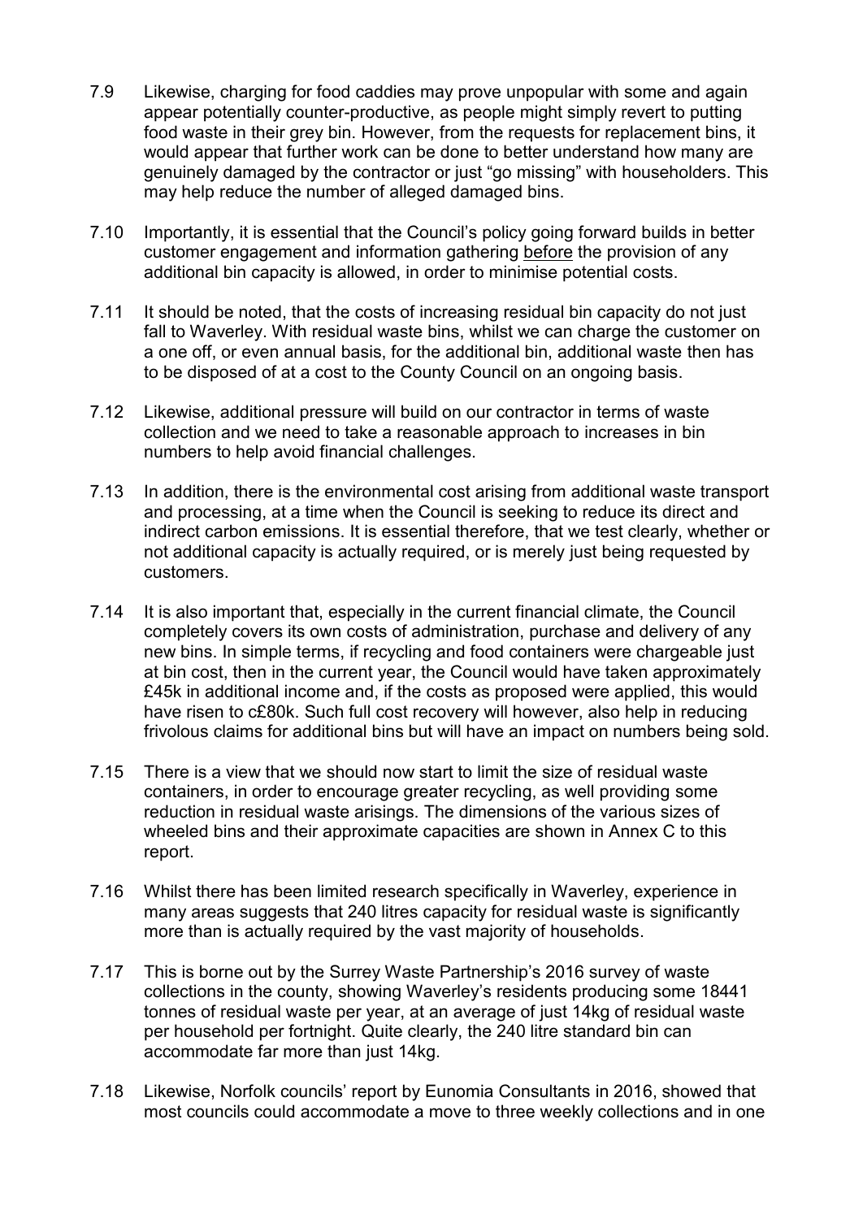7.9 Likewise, charging for food caddies may prove unpopular with some and again appear potentially counter-productive, as people might simply revert to putting food waste in their grey bin. However, from the requests for replacement bins, it would appear that further work can be done to better understand how many are genuinely damaged by the contractor or just "go missing" with householders. This may help reduce the number of alleged damaged bins.

7.10 Importantly, it is essential that the Council's policy going forward builds in better customer engagement and information gathering <u>before</u> the provision of any additional bin capacity is allowed, in order to minimise potential costs.

7.11 It should be noted, that the costs of increasing residual bin capacity do not just fall to Waverley. With residual waste bins, whilst we can charge the customer on a one off, or even annual basis, for the additional bin, additional waste then has to be disposed of at a cost to the County Council on an ongoing basis.

7.12 Likewise, additional pressure will build on our contractor in terms of waste collection and we need to take a reasonable approach to increases in bin numbers to help avoid financial challenges.

7.13 In addition, there is the environmental cost arising from additional waste transport and processing, at a time when the Council is seeking to reduce its direct and indirect carbon emissions. It is essential therefore, that we test clearly, whether or not additional capacity is actually required, or is merely just being requested by customers.

7.14 It is also important that, especially in the current financial climate, the Council completely covers its own costs of administration, purchase and delivery of any new bins. In simple terms, if recycling and food containers were chargeable just at bin cost, then in the current year, the Council would have taken approximately £45k in additional income and, if the costs as proposed were applied, this would have risen to c£80k. Such full cost recovery will however, also help in reducing frivolous claims for additional bins but will have an impact on numbers being sold.

7.15 There is a view that we should now start to limit the size of residual waste containers, in order to encourage greater recycling, as well providing some reduction in residual waste arisings. The dimensions of the various sizes of wheeled bins and their approximate capacities are shown in Annex C to this report.

7.16 Whilst there has been limited research specifically in Waverley, experience in many areas suggests that 240 litres capacity for residual waste is significantly more than is actually required by the vast majority of households.

7.17 This is borne out by the Surrey Waste Partnership's 2016 survey of waste collections in the county, showing Waverley's residents producing some 18441 tonnes of residual waste per year, at an average of just 14kg of residual waste per household per fortnight. Quite clearly, the 240 litre standard bin can accommodate far more than just 14kg.

7.18 Likewise, Norfolk councils' report by Eunomia Consultants in 2016, showed that most councils could accommodate a move to three weekly collections and in one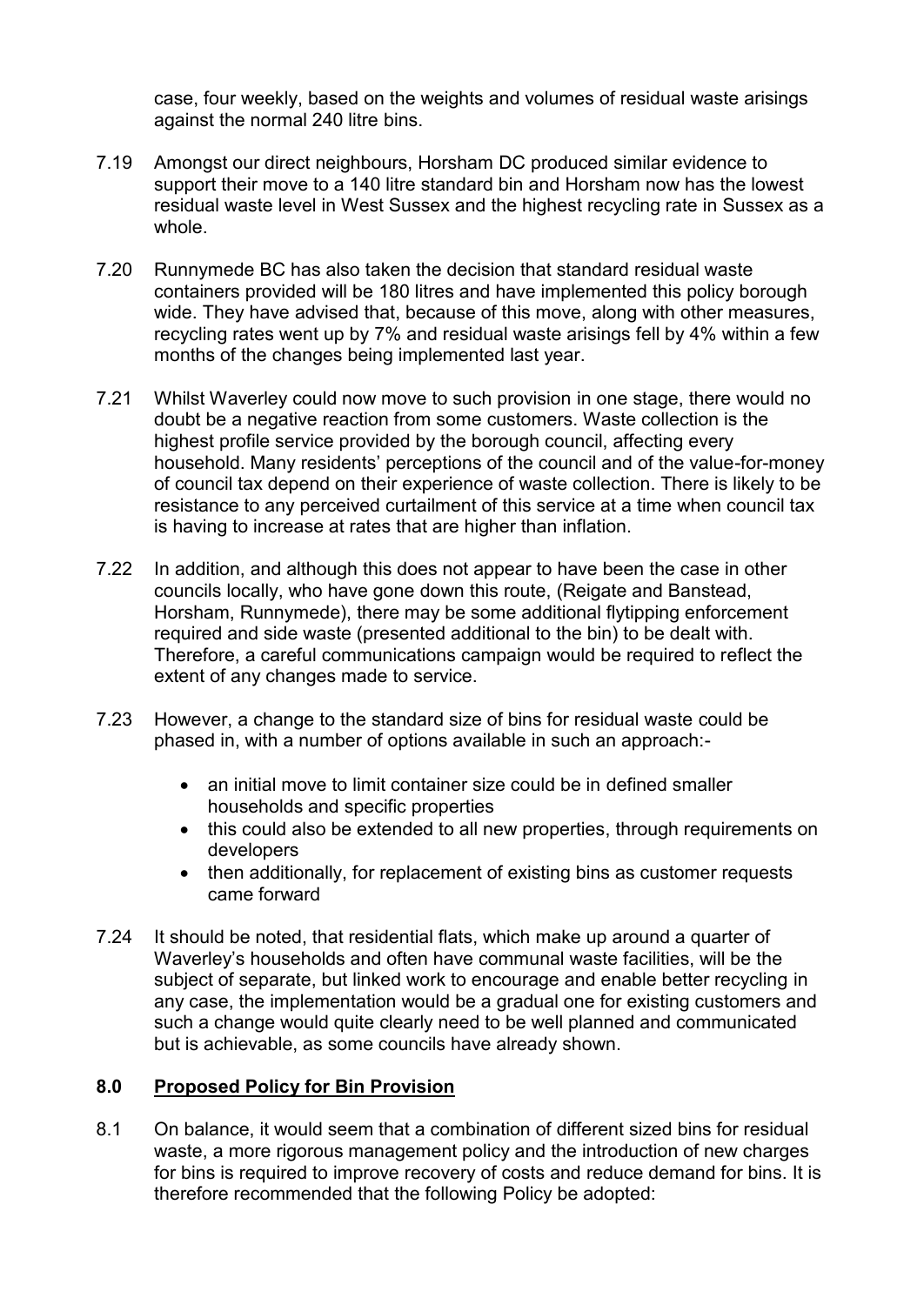case, four weekly, based on the weights and volumes of residual waste arisings against the normal 240 litre bins.

7.19 Amongst our direct neighbours, Horsham DC produced similar evidence to support their move to a 140 litre standard bin and Horsham now has the lowest residual waste level in West Sussex and the highest recycling rate in Sussex as a whole.

7.20 Runnymede BC has also taken the decision that standard residual waste containers provided will be 180 litres and have implemented this policy borough wide. They have advised that, because of this move, along with other measures, recycling rates went up by 7% and residual waste arisings fell by 4% within a few months of the changes being implemented last year.

7.21 Whilst Waverley could now move to such provision in one stage, there would no doubt be a negative reaction from some customers. Waste collection is the highest profile service provided by the borough council, affecting every household. Many residents' perceptions of the council and of the value-for-money of council tax depend on their experience of waste collection. There is likely to be resistance to any perceived curtailment of this service at a time when council tax is having to increase at rates that are higher than inflation.

7.22 In addition, and although this does not appear to have been the case in other councils locally, who have gone down this route, (Reigate and Banstead, Horsham, Runnymede), there may be some additional flytipping enforcement required and side waste (presented additional to the bin) to be dealt with. Therefore, a careful communications campaign would be required to reflect the extent of any changes made to service.

7.23 However, a change to the standard size of bins for residual waste could be phased in, with a number of options available in such an approach:-

- an initial move to limit container size could be in defined smaller households and specific properties
- this could also be extended to all new properties, through requirements on developers
- then additionally, for replacement of existing bins as customer requests came forward

7.24 It should be noted, that residential flats, which make up around a quarter of Waverley's households and often have communal waste facilities, will be the subject of separate, but linked work to encourage and enable better recycling in any case, the implementation would be a gradual one for existing customers and such a change would quite clearly need to be well planned and communicated but is achievable, as some councils have already shown.

## 8.0 Proposed Policy for Bin Provision

8.1 On balance, it would seem that a combination of different sized bins for residual waste, a more rigorous management policy and the introduction of new charges for bins is required to improve recovery of costs and reduce demand for bins. It is therefore recommended that the following Policy be adopted: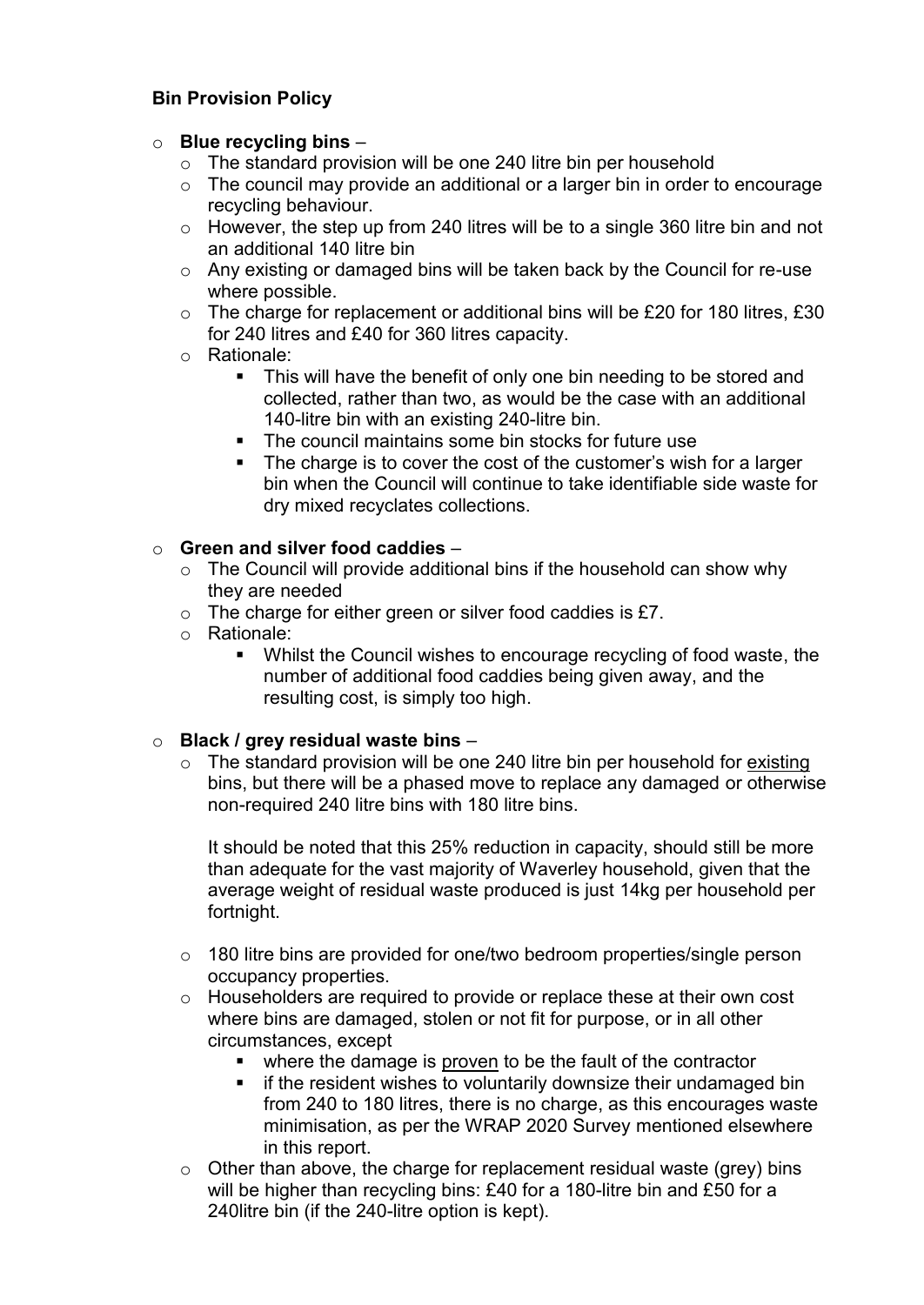**Bin Provision Policy**

- **Blue recycling bins** –
  - The standard provision will be one 240 litre bin per household
  - The council may provide an additional or a larger bin in order to encourage recycling behaviour.
  - However, the step up from 240 litres will be to a single 360 litre bin and not an additional 140 litre bin
  - Any existing or damaged bins will be taken back by the Council for re-use where possible.
  - The charge for replacement or additional bins will be £20 for 180 litres, £30 for 240 litres and £40 for 360 litres capacity.
  - Rationale:
    - This will have the benefit of only one bin needing to be stored and collected, rather than two, as would be the case with an additional 140-litre bin with an existing 240-litre bin.
    - The council maintains some bin stocks for future use
    - The charge is to cover the cost of the customer's wish for a larger bin when the Council will continue to take identifiable side waste for dry mixed recyclates collections.

- **Green and silver food caddies** –
  - The Council will provide additional bins if the household can show why they are needed
  - The charge for either green or silver food caddies is £7.
  - Rationale:
    - Whilst the Council wishes to encourage recycling of food waste, the number of additional food caddies being given away, and the resulting cost, is simply too high.

- **Black / grey residual waste bins** –
  - The standard provision will be one 240 litre bin per household for <u>existing</u> bins, but there will be a phased move to replace any damaged or otherwise non-required 240 litre bins with 180 litre bins.

    It should be noted that this 25% reduction in capacity, should still be more than adequate for the vast majority of Waverley household, given that the average weight of residual waste produced is just 14kg per household per fortnight.

  - 180 litre bins are provided for one/two bedroom properties/single person occupancy properties.
  - Householders are required to provide or replace these at their own cost where bins are damaged, stolen or not fit for purpose, or in all other circumstances, except
    - where the damage is <u>proven</u> to be the fault of the contractor
    - if the resident wishes to voluntarily downsize their undamaged bin from 240 to 180 litres, there is no charge, as this encourages waste minimisation, as per the WRAP 2020 Survey mentioned elsewhere in this report.
  - Other than above, the charge for replacement residual waste (grey) bins will be higher than recycling bins: £40 for a 180-litre bin and £50 for a 240litre bin (if the 240-litre option is kept).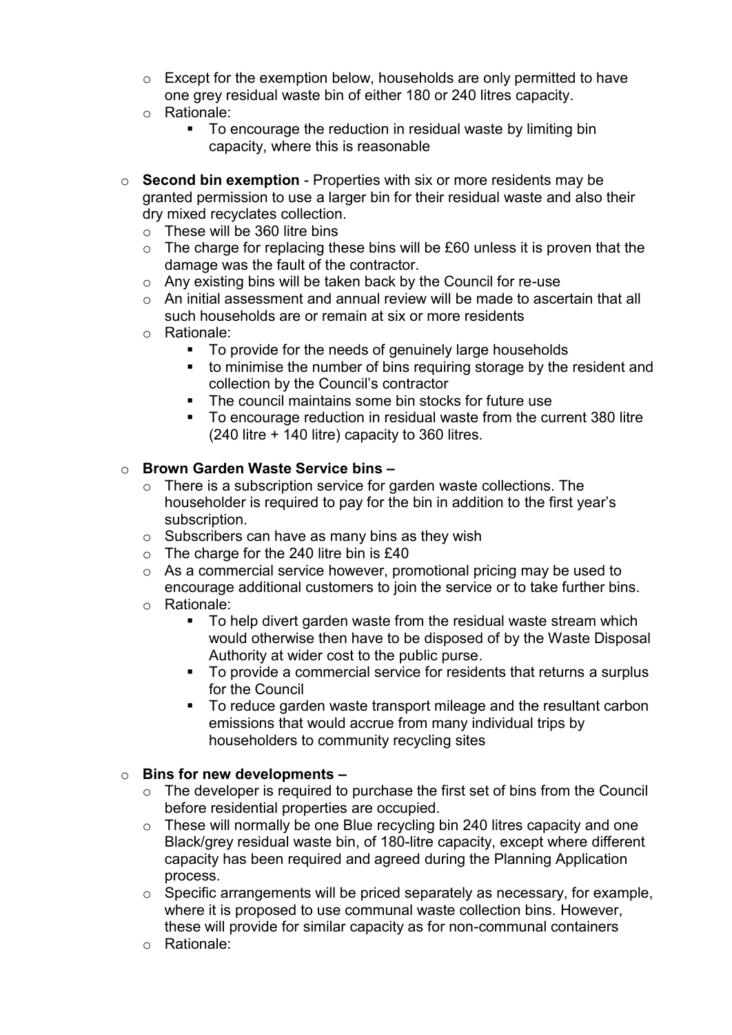- Except for the exemption below, households are only permitted to have one grey residual waste bin of either 180 or 240 litres capacity.
- Rationale:
  - To encourage the reduction in residual waste by limiting bin capacity, where this is reasonable

- **Second bin exemption** - Properties with six or more residents may be granted permission to use a larger bin for their residual waste and also their dry mixed recyclates collection.
  - These will be 360 litre bins
  - The charge for replacing these bins will be £60 unless it is proven that the damage was the fault of the contractor.
  - Any existing bins will be taken back by the Council for re-use
  - An initial assessment and annual review will be made to ascertain that all such households are or remain at six or more residents
  - Rationale:
    - To provide for the needs of genuinely large households
    - to minimise the number of bins requiring storage by the resident and collection by the Council's contractor
    - The council maintains some bin stocks for future use
    - To encourage reduction in residual waste from the current 380 litre (240 litre + 140 litre) capacity to 360 litres.

- **Brown Garden Waste Service bins –**
  - There is a subscription service for garden waste collections. The householder is required to pay for the bin in addition to the first year's subscription.
  - Subscribers can have as many bins as they wish
  - The charge for the 240 litre bin is £40
  - As a commercial service however, promotional pricing may be used to encourage additional customers to join the service or to take further bins.
  - Rationale:
    - To help divert garden waste from the residual waste stream which would otherwise then have to be disposed of by the Waste Disposal Authority at wider cost to the public purse.
    - To provide a commercial service for residents that returns a surplus for the Council
    - To reduce garden waste transport mileage and the resultant carbon emissions that would accrue from many individual trips by householders to community recycling sites

- **Bins for new developments –**
  - The developer is required to purchase the first set of bins from the Council before residential properties are occupied.
  - These will normally be one Blue recycling bin 240 litres capacity and one Black/grey residual waste bin, of 180-litre capacity, except where different capacity has been required and agreed during the Planning Application process.
  - Specific arrangements will be priced separately as necessary, for example, where it is proposed to use communal waste collection bins. However, these will provide for similar capacity as for non-communal containers
  - Rationale: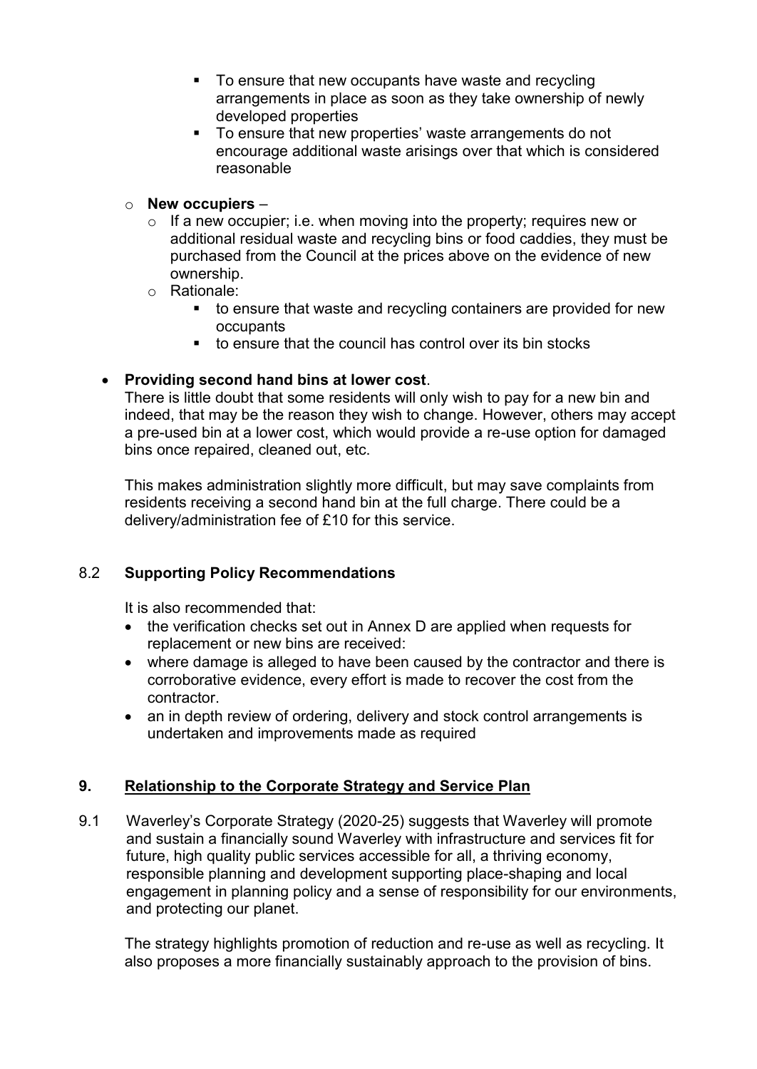- To ensure that new occupants have waste and recycling arrangements in place as soon as they take ownership of newly developed properties
        - To ensure that new properties' waste arrangements do not encourage additional waste arisings over that which is considered reasonable

  - **New occupiers** –
    - If a new occupier; i.e. when moving into the property; requires new or additional residual waste and recycling bins or food caddies, they must be purchased from the Council at the prices above on the evidence of new ownership.
    - Rationale:
      - to ensure that waste and recycling containers are provided for new occupants
      - to ensure that the council has control over its bin stocks

- **Providing second hand bins at lower cost**.
  There is little doubt that some residents will only wish to pay for a new bin and indeed, that may be the reason they wish to change. However, others may accept a pre-used bin at a lower cost, which would provide a re-use option for damaged bins once repaired, cleaned out, etc.

  This makes administration slightly more difficult, but may save complaints from residents receiving a second hand bin at the full charge. There could be a delivery/administration fee of £10 for this service.

### 8.2 Supporting Policy Recommendations

It is also recommended that:

- the verification checks set out in Annex D are applied when requests for replacement or new bins are received:
- where damage is alleged to have been caused by the contractor and there is corroborative evidence, every effort is made to recover the cost from the contractor.
- an in depth review of ordering, delivery and stock control arrangements is undertaken and improvements made as required

## 9. Relationship to the Corporate Strategy and Service Plan

9.1 Waverley's Corporate Strategy (2020-25) suggests that Waverley will promote and sustain a financially sound Waverley with infrastructure and services fit for future, high quality public services accessible for all, a thriving economy, responsible planning and development supporting place-shaping and local engagement in planning policy and a sense of responsibility for our environments, and protecting our planet.

The strategy highlights promotion of reduction and re-use as well as recycling. It also proposes a more financially sustainably approach to the provision of bins.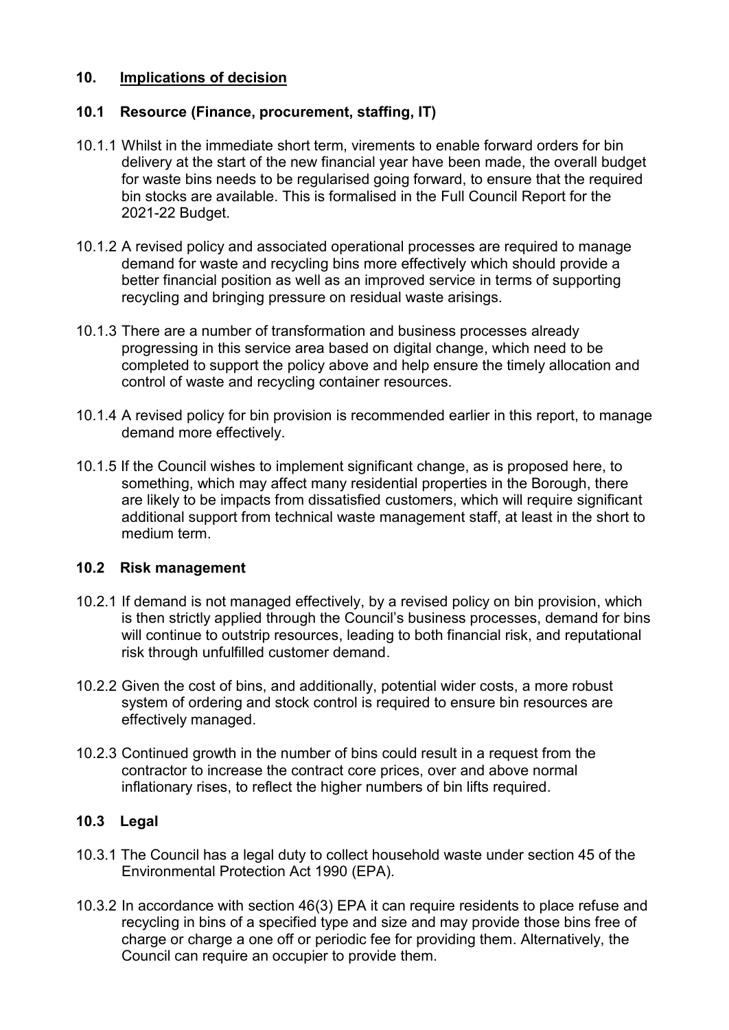## 10. Implications of decision

### 10.1 Resource (Finance, procurement, staffing, IT)

10.1.1 Whilst in the immediate short term, virements to enable forward orders for bin delivery at the start of the new financial year have been made, the overall budget for waste bins needs to be regularised going forward, to ensure that the required bin stocks are available. This is formalised in the Full Council Report for the 2021-22 Budget.

10.1.2 A revised policy and associated operational processes are required to manage demand for waste and recycling bins more effectively which should provide a better financial position as well as an improved service in terms of supporting recycling and bringing pressure on residual waste arisings.

10.1.3 There are a number of transformation and business processes already progressing in this service area based on digital change, which need to be completed to support the policy above and help ensure the timely allocation and control of waste and recycling container resources.

10.1.4 A revised policy for bin provision is recommended earlier in this report, to manage demand more effectively.

10.1.5 If the Council wishes to implement significant change, as is proposed here, to something, which may affect many residential properties in the Borough, there are likely to be impacts from dissatisfied customers, which will require significant additional support from technical waste management staff, at least in the short to medium term.

### 10.2 Risk management

10.2.1 If demand is not managed effectively, by a revised policy on bin provision, which is then strictly applied through the Council's business processes, demand for bins will continue to outstrip resources, leading to both financial risk, and reputational risk through unfulfilled customer demand.

10.2.2 Given the cost of bins, and additionally, potential wider costs, a more robust system of ordering and stock control is required to ensure bin resources are effectively managed.

10.2.3 Continued growth in the number of bins could result in a request from the contractor to increase the contract core prices, over and above normal inflationary rises, to reflect the higher numbers of bin lifts required.

### 10.3 Legal

10.3.1 The Council has a legal duty to collect household waste under section 45 of the Environmental Protection Act 1990 (EPA).

10.3.2 In accordance with section 46(3) EPA it can require residents to place refuse and recycling in bins of a specified type and size and may provide those bins free of charge or charge a one off or periodic fee for providing them. Alternatively, the Council can require an occupier to provide them.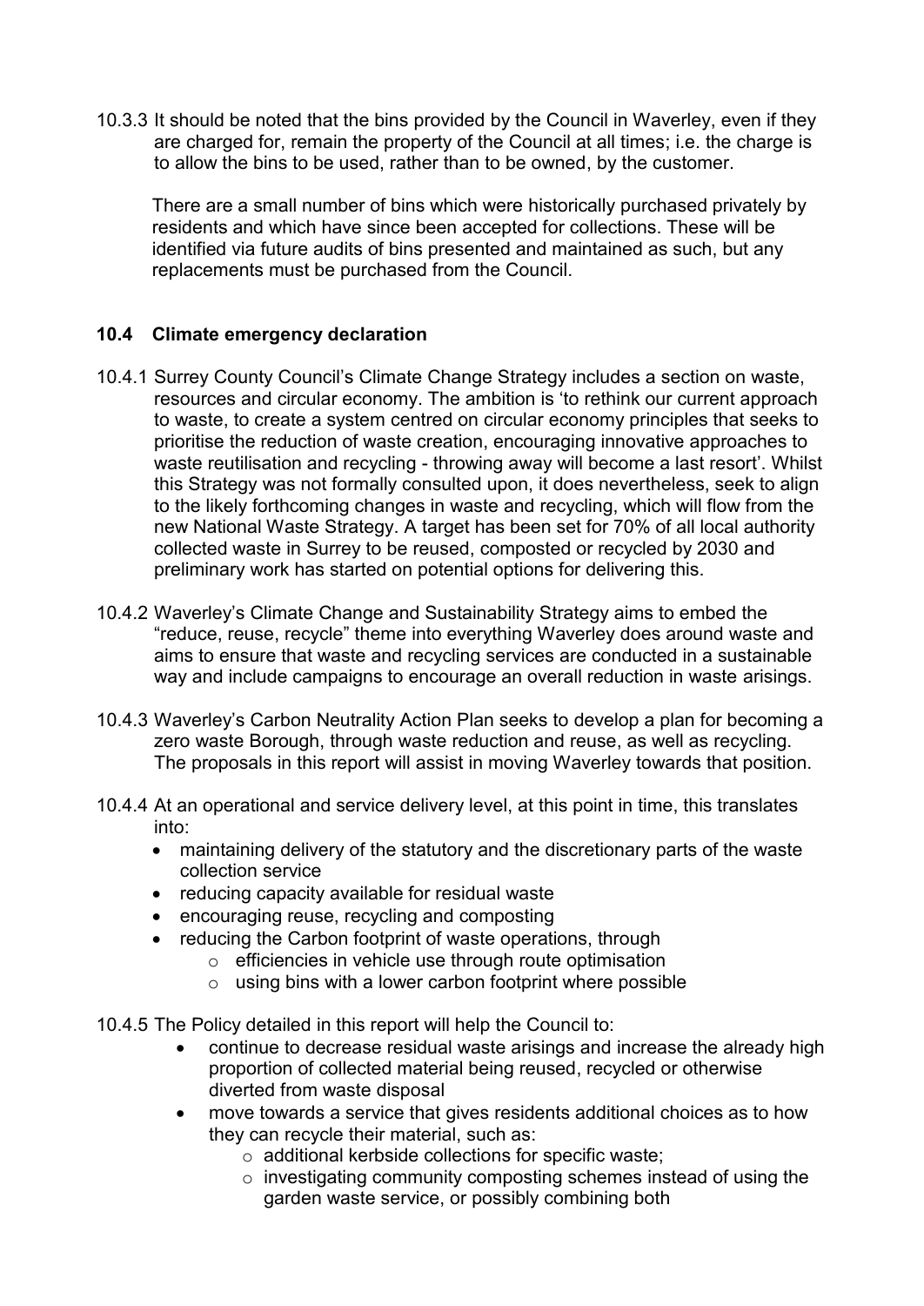10.3.3 It should be noted that the bins provided by the Council in Waverley, even if they are charged for, remain the property of the Council at all times; i.e. the charge is to allow the bins to be used, rather than to be owned, by the customer.

There are a small number of bins which were historically purchased privately by residents and which have since been accepted for collections. These will be identified via future audits of bins presented and maintained as such, but any replacements must be purchased from the Council.

### 10.4 Climate emergency declaration

10.4.1 Surrey County Council's Climate Change Strategy includes a section on waste, resources and circular economy. The ambition is 'to rethink our current approach to waste, to create a system centred on circular economy principles that seeks to prioritise the reduction of waste creation, encouraging innovative approaches to waste reutilisation and recycling - throwing away will become a last resort'. Whilst this Strategy was not formally consulted upon, it does nevertheless, seek to align to the likely forthcoming changes in waste and recycling, which will flow from the new National Waste Strategy. A target has been set for 70% of all local authority collected waste in Surrey to be reused, composted or recycled by 2030 and preliminary work has started on potential options for delivering this.

10.4.2 Waverley's Climate Change and Sustainability Strategy aims to embed the "reduce, reuse, recycle" theme into everything Waverley does around waste and aims to ensure that waste and recycling services are conducted in a sustainable way and include campaigns to encourage an overall reduction in waste arisings.

10.4.3 Waverley's Carbon Neutrality Action Plan seeks to develop a plan for becoming a zero waste Borough, through waste reduction and reuse, as well as recycling. The proposals in this report will assist in moving Waverley towards that position.

10.4.4 At an operational and service delivery level, at this point in time, this translates into:

- maintaining delivery of the statutory and the discretionary parts of the waste collection service
- reducing capacity available for residual waste
- encouraging reuse, recycling and composting
- reducing the Carbon footprint of waste operations, through
  - efficiencies in vehicle use through route optimisation
  - using bins with a lower carbon footprint where possible

10.4.5 The Policy detailed in this report will help the Council to:

- continue to decrease residual waste arisings and increase the already high proportion of collected material being reused, recycled or otherwise diverted from waste disposal
- move towards a service that gives residents additional choices as to how they can recycle their material, such as:
  - additional kerbside collections for specific waste;
  - investigating community composting schemes instead of using the garden waste service, or possibly combining both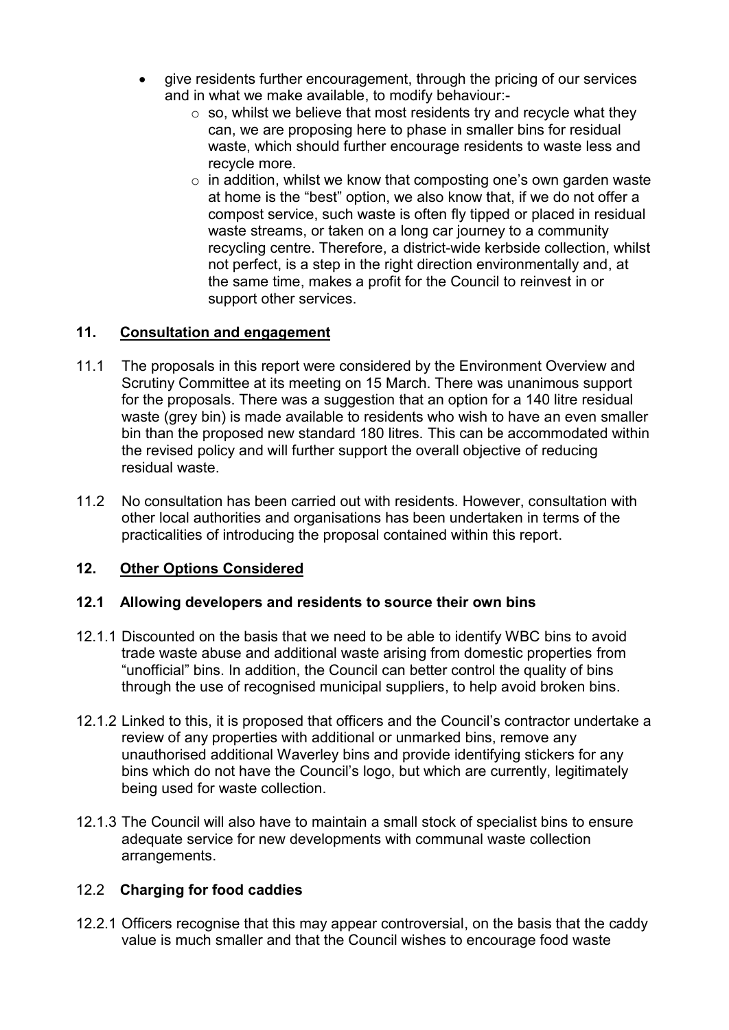- give residents further encouragement, through the pricing of our services and in what we make available, to modify behaviour:-
    - so, whilst we believe that most residents try and recycle what they can, we are proposing here to phase in smaller bins for residual waste, which should further encourage residents to waste less and recycle more.
    - in addition, whilst we know that composting one's own garden waste at home is the "best" option, we also know that, if we do not offer a compost service, such waste is often fly tipped or placed in residual waste streams, or taken on a long car journey to a community recycling centre. Therefore, a district-wide kerbside collection, whilst not perfect, is a step in the right direction environmentally and, at the same time, makes a profit for the Council to reinvest in or support other services.

## 11. Consultation and engagement

11.1 The proposals in this report were considered by the Environment Overview and Scrutiny Committee at its meeting on 15 March. There was unanimous support for the proposals. There was a suggestion that an option for a 140 litre residual waste (grey bin) is made available to residents who wish to have an even smaller bin than the proposed new standard 180 litres. This can be accommodated within the revised policy and will further support the overall objective of reducing residual waste.

11.2 No consultation has been carried out with residents. However, consultation with other local authorities and organisations has been undertaken in terms of the practicalities of introducing the proposal contained within this report.

## 12. Other Options Considered

### 12.1 Allowing developers and residents to source their own bins

12.1.1 Discounted on the basis that we need to be able to identify WBC bins to avoid trade waste abuse and additional waste arising from domestic properties from "unofficial" bins. In addition, the Council can better control the quality of bins through the use of recognised municipal suppliers, to help avoid broken bins.

12.1.2 Linked to this, it is proposed that officers and the Council's contractor undertake a review of any properties with additional or unmarked bins, remove any unauthorised additional Waverley bins and provide identifying stickers for any bins which do not have the Council's logo, but which are currently, legitimately being used for waste collection.

12.1.3 The Council will also have to maintain a small stock of specialist bins to ensure adequate service for new developments with communal waste collection arrangements.

### 12.2 Charging for food caddies

12.2.1 Officers recognise that this may appear controversial, on the basis that the caddy value is much smaller and that the Council wishes to encourage food waste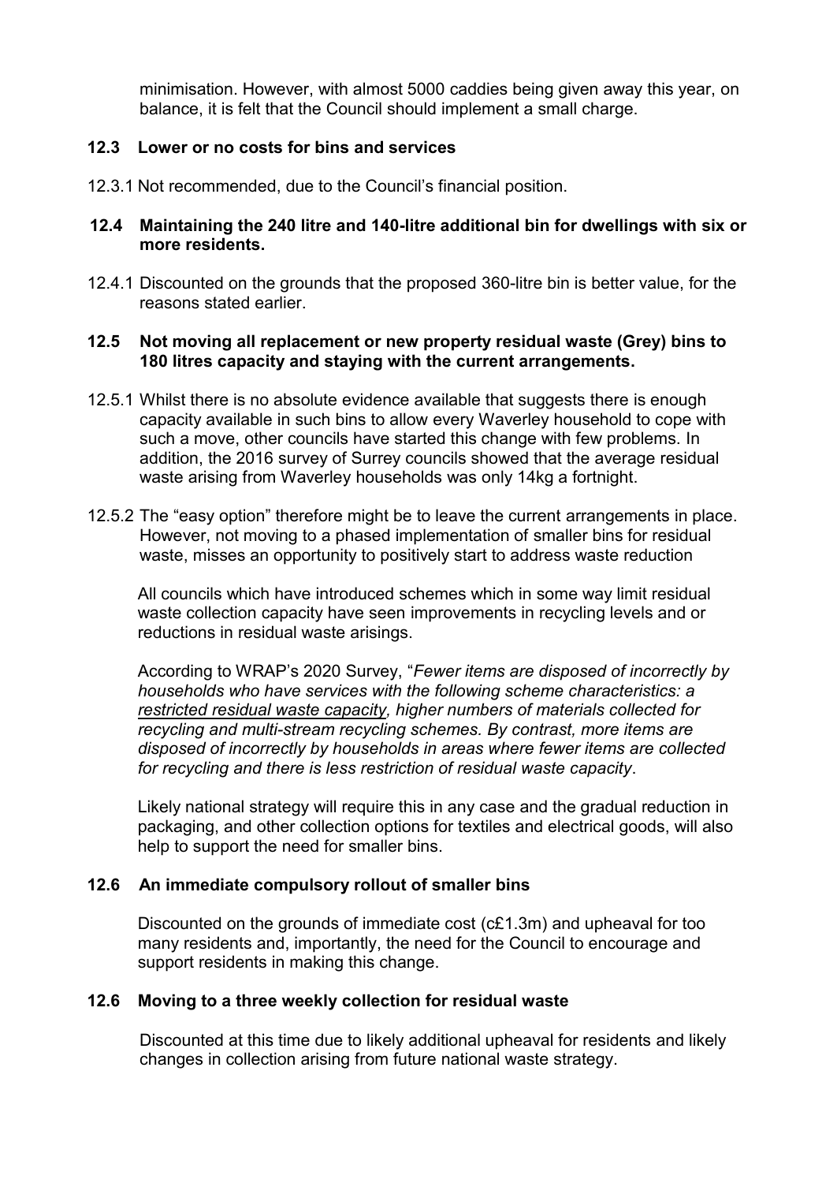minimisation. However, with almost 5000 caddies being given away this year, on balance, it is felt that the Council should implement a small charge.

### 12.3 Lower or no costs for bins and services

12.3.1 Not recommended, due to the Council's financial position.

### 12.4 Maintaining the 240 litre and 140-litre additional bin for dwellings with six or more residents.

12.4.1 Discounted on the grounds that the proposed 360-litre bin is better value, for the reasons stated earlier.

### 12.5 Not moving all replacement or new property residual waste (Grey) bins to 180 litres capacity and staying with the current arrangements.

12.5.1 Whilst there is no absolute evidence available that suggests there is enough capacity available in such bins to allow every Waverley household to cope with such a move, other councils have started this change with few problems. In addition, the 2016 survey of Surrey councils showed that the average residual waste arising from Waverley households was only 14kg a fortnight.

12.5.2 The "easy option" therefore might be to leave the current arrangements in place. However, not moving to a phased implementation of smaller bins for residual waste, misses an opportunity to positively start to address waste reduction

All councils which have introduced schemes which in some way limit residual waste collection capacity have seen improvements in recycling levels and or reductions in residual waste arisings.

According to WRAP's 2020 Survey, "*Fewer items are disposed of incorrectly by households who have services with the following scheme characteristics: a restricted residual waste capacity, higher numbers of materials collected for recycling and multi-stream recycling schemes. By contrast, more items are disposed of incorrectly by households in areas where fewer items are collected for recycling and there is less restriction of residual waste capacity*.

Likely national strategy will require this in any case and the gradual reduction in packaging, and other collection options for textiles and electrical goods, will also help to support the need for smaller bins.

### 12.6 An immediate compulsory rollout of smaller bins

Discounted on the grounds of immediate cost (c£1.3m) and upheaval for too many residents and, importantly, the need for the Council to encourage and support residents in making this change.

### 12.6 Moving to a three weekly collection for residual waste

Discounted at this time due to likely additional upheaval for residents and likely changes in collection arising from future national waste strategy.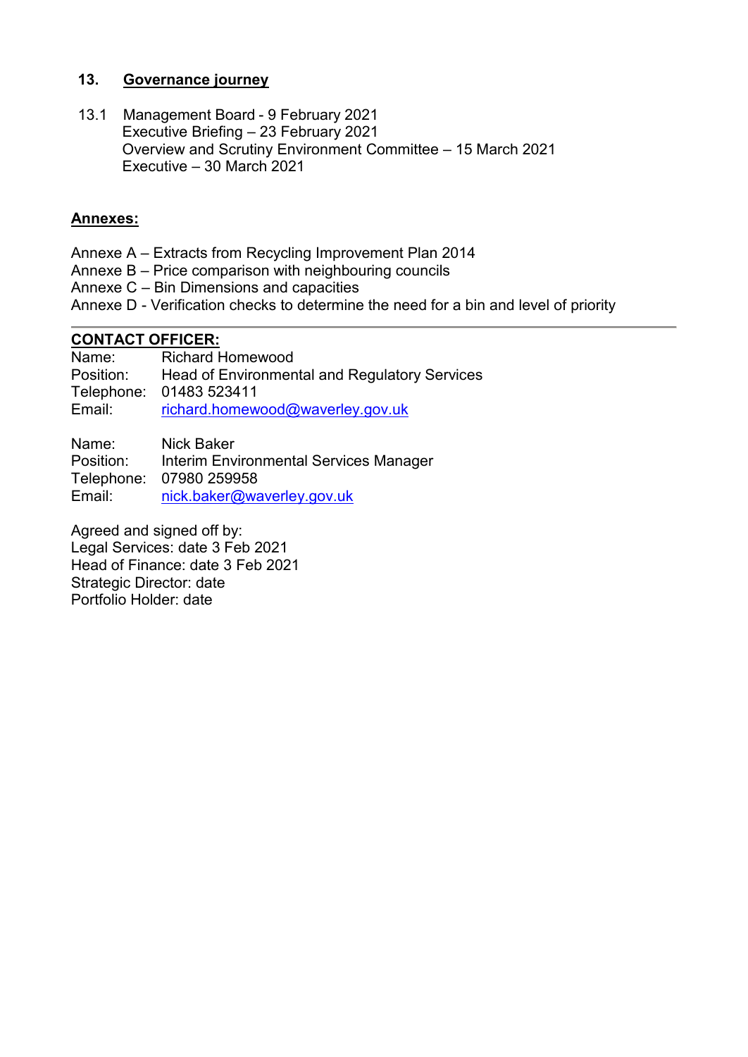## 13. Governance journey

13.1 Management Board - 9 February 2021
Executive Briefing – 23 February 2021
Overview and Scrutiny Environment Committee – 15 March 2021
Executive – 30 March 2021

**Annexes:**

Annexe A – Extracts from Recycling Improvement Plan 2014
Annexe B – Price comparison with neighbouring councils
Annexe C – Bin Dimensions and capacities
Annexe D - Verification checks to determine the need for a bin and level of priority

---

**CONTACT OFFICER:**

Name: Richard Homewood
Position: Head of Environmental and Regulatory Services
Telephone: 01483 523411
Email: richard.homewood@waverley.gov.uk

Name: Nick Baker
Position: Interim Environmental Services Manager
Telephone: 07980 259958
Email: nick.baker@waverley.gov.uk

Agreed and signed off by:
Legal Services: date 3 Feb 2021
Head of Finance: date 3 Feb 2021
Strategic Director: date
Portfolio Holder: date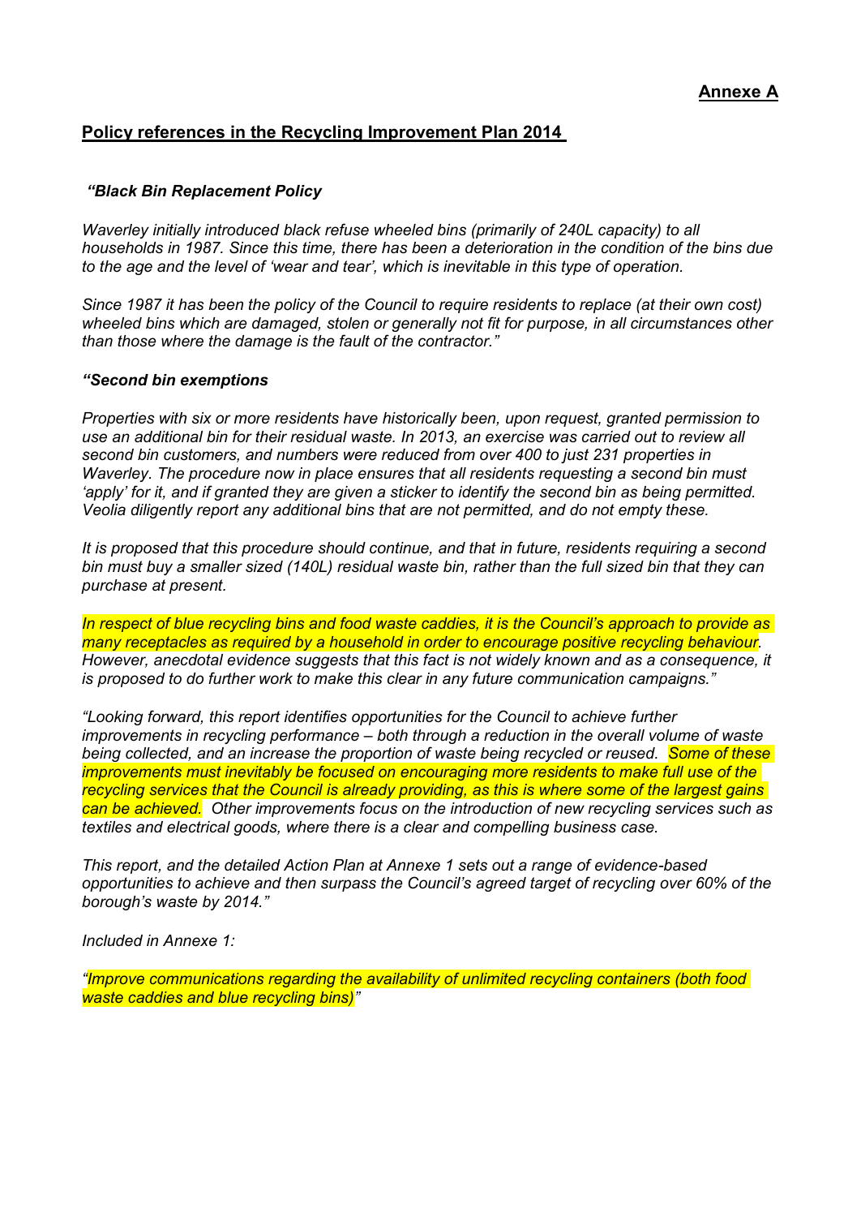**Annexe A**

## Policy references in the Recycling Improvement Plan 2014

***"Black Bin Replacement Policy***

*Waverley initially introduced black refuse wheeled bins (primarily of 240L capacity) to all households in 1987. Since this time, there has been a deterioration in the condition of the bins due to the age and the level of 'wear and tear', which is inevitable in this type of operation.*

*Since 1987 it has been the policy of the Council to require residents to replace (at their own cost) wheeled bins which are damaged, stolen or generally not fit for purpose, in all circumstances other than those where the damage is the fault of the contractor."*

***"Second bin exemptions***

*Properties with six or more residents have historically been, upon request, granted permission to use an additional bin for their residual waste. In 2013, an exercise was carried out to review all second bin customers, and numbers were reduced from over 400 to just 231 properties in Waverley. The procedure now in place ensures that all residents requesting a second bin must 'apply' for it, and if granted they are given a sticker to identify the second bin as being permitted. Veolia diligently report any additional bins that are not permitted, and do not empty these.*

*It is proposed that this procedure should continue, and that in future, residents requiring a second bin must buy a smaller sized (140L) residual waste bin, rather than the full sized bin that they can purchase at present.*

*In respect of blue recycling bins and food waste caddies, it is the Council's approach to provide as many receptacles as required by a household in order to encourage positive recycling behaviour. However, anecdotal evidence suggests that this fact is not widely known and as a consequence, it is proposed to do further work to make this clear in any future communication campaigns."*

*"Looking forward, this report identifies opportunities for the Council to achieve further improvements in recycling performance – both through a reduction in the overall volume of waste being collected, and an increase the proportion of waste being recycled or reused. Some of these improvements must inevitably be focused on encouraging more residents to make full use of the recycling services that the Council is already providing, as this is where some of the largest gains can be achieved. Other improvements focus on the introduction of new recycling services such as textiles and electrical goods, where there is a clear and compelling business case.*

*This report, and the detailed Action Plan at Annexe 1 sets out a range of evidence-based opportunities to achieve and then surpass the Council's agreed target of recycling over 60% of the borough's waste by 2014."*

*Included in Annexe 1:*

*"Improve communications regarding the availability of unlimited recycling containers (both food waste caddies and blue recycling bins)"*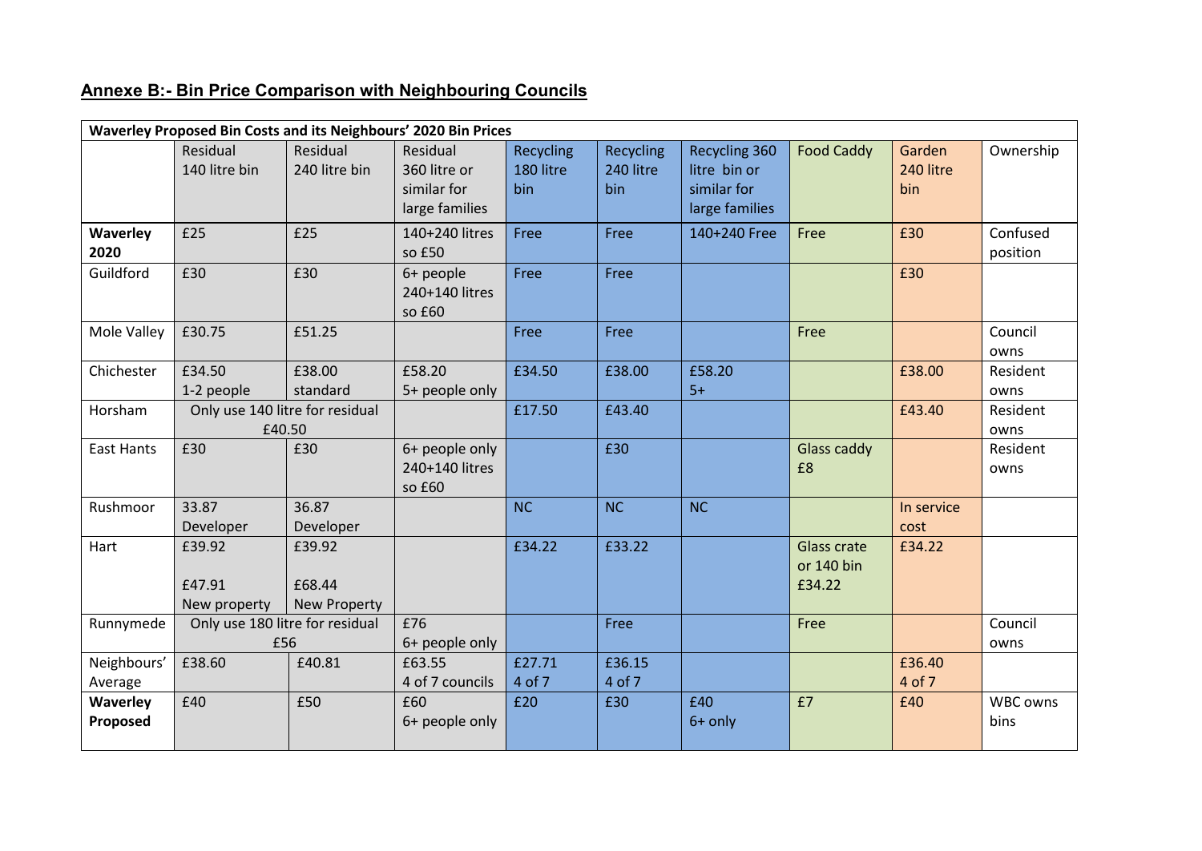## Annexe B:- Bin Price Comparison with Neighbouring Councils

| Waverley Proposed Bin Costs and its Neighbours' 2020 Bin Prices | | | | | | | | | |
|---|---|---|---|---|---|---|---|---|---|
| | Residual 140 litre bin | Residual 240 litre bin | Residual 360 litre or similar for large families | Recycling 180 litre bin | Recycling 240 litre bin | Recycling 360 litre bin or similar for large families | Food Caddy | Garden 240 litre bin | Ownership |
| **Waverley 2020** | £25 | £25 | 140+240 litres so £50 | Free | Free | 140+240 Free | Free | £30 | Confused position |
| Guildford | £30 | £30 | 6+ people 240+140 litres so £60 | Free | Free | | | £30 | |
| Mole Valley | £30.75 | £51.25 | | Free | Free | | Free | | Council owns |
| Chichester | £34.50 1-2 people | £38.00 standard | £58.20 5+ people only | £34.50 | £38.00 | £58.20 5+ | | £38.00 | Resident owns |
| Horsham | Only use 140 litre for residual £40.50 | | | £17.50 | £43.40 | | | £43.40 | Resident owns |
| East Hants | £30 | £30 | 6+ people only 240+140 litres so £60 | | £30 | | Glass caddy £8 | | Resident owns |
| Rushmoor | 33.87 Developer | 36.87 Developer | | NC | NC | NC | | In service cost | |
| Hart | £39.92<br><br>£47.91 New property | £39.92<br><br>£68.44 New Property | | £34.22 | £33.22 | | Glass crate or 140 bin £34.22 | £34.22 | |
| Runnymede | Only use 180 litre for residual £56 | | £76 6+ people only | | Free | | Free | | Council owns |
| Neighbours' Average | £38.60 | £40.81 | £63.55 4 of 7 councils | £27.71 4 of 7 | £36.15 4 of 7 | | | £36.40 4 of 7 | |
| **Waverley Proposed** | £40 | £50 | £60 6+ people only | £20 | £30 | £40 6+ only | £7 | £40 | WBC owns bins |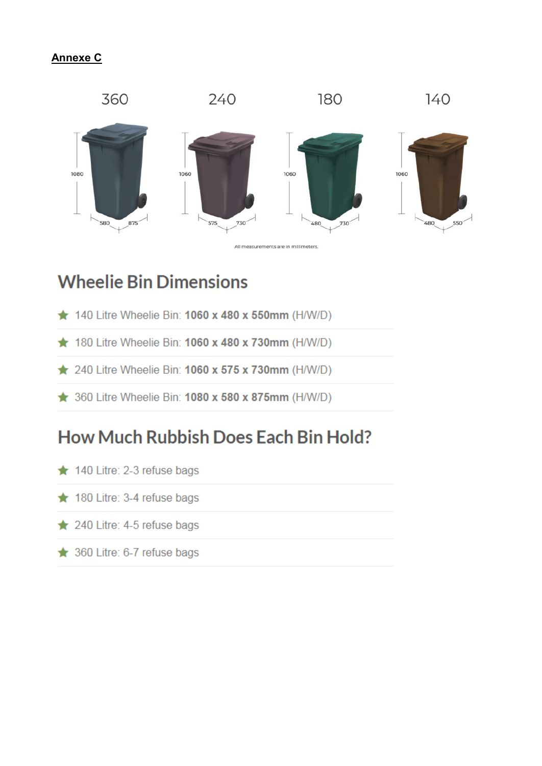**Annexe C**

360 240 180 140

All measurements are in millimeters.

## Wheelie Bin Dimensions

- 140 Litre Wheelie Bin: **1060 x 480 x 550mm** (H/W/D)
- 180 Litre Wheelie Bin: **1060 x 480 x 730mm** (H/W/D)
- 240 Litre Wheelie Bin: **1060 x 575 x 730mm** (H/W/D)
- 360 Litre Wheelie Bin: **1080 x 580 x 875mm** (H/W/D)

## How Much Rubbish Does Each Bin Hold?

- 140 Litre: 2-3 refuse bags
- 180 Litre: 3-4 refuse bags
- 240 Litre: 4-5 refuse bags
- 360 Litre: 6-7 refuse bags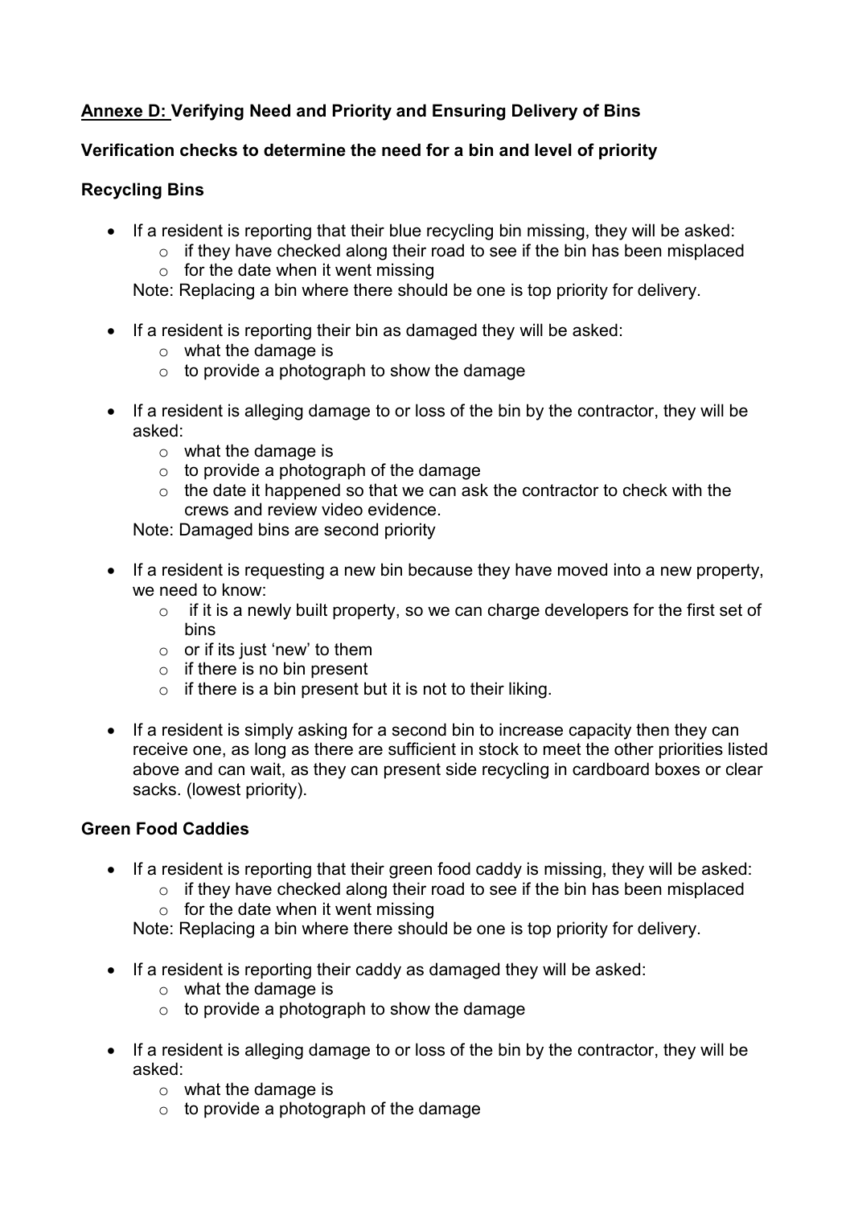**<u>Annexe D:</u> Verifying Need and Priority and Ensuring Delivery of Bins**

**Verification checks to determine the need for a bin and level of priority**

**Recycling Bins**

- If a resident is reporting that their blue recycling bin missing, they will be asked:
    - if they have checked along their road to see if the bin has been misplaced
    - for the date when it went missing

  Note: Replacing a bin where there should be one is top priority for delivery.

- If a resident is reporting their bin as damaged they will be asked:
    - what the damage is
    - to provide a photograph to show the damage

- If a resident is alleging damage to or loss of the bin by the contractor, they will be asked:
    - what the damage is
    - to provide a photograph of the damage
    - the date it happened so that we can ask the contractor to check with the crews and review video evidence.

  Note: Damaged bins are second priority

- If a resident is requesting a new bin because they have moved into a new property, we need to know:
    - if it is a newly built property, so we can charge developers for the first set of bins
    - or if its just 'new' to them
    - if there is no bin present
    - if there is a bin present but it is not to their liking.

- If a resident is simply asking for a second bin to increase capacity then they can receive one, as long as there are sufficient in stock to meet the other priorities listed above and can wait, as they can present side recycling in cardboard boxes or clear sacks. (lowest priority).

**Green Food Caddies**

- If a resident is reporting that their green food caddy is missing, they will be asked:
    - if they have checked along their road to see if the bin has been misplaced
    - for the date when it went missing

  Note: Replacing a bin where there should be one is top priority for delivery.

- If a resident is reporting their caddy as damaged they will be asked:
    - what the damage is
    - to provide a photograph to show the damage

- If a resident is alleging damage to or loss of the bin by the contractor, they will be asked:
    - what the damage is
    - to provide a photograph of the damage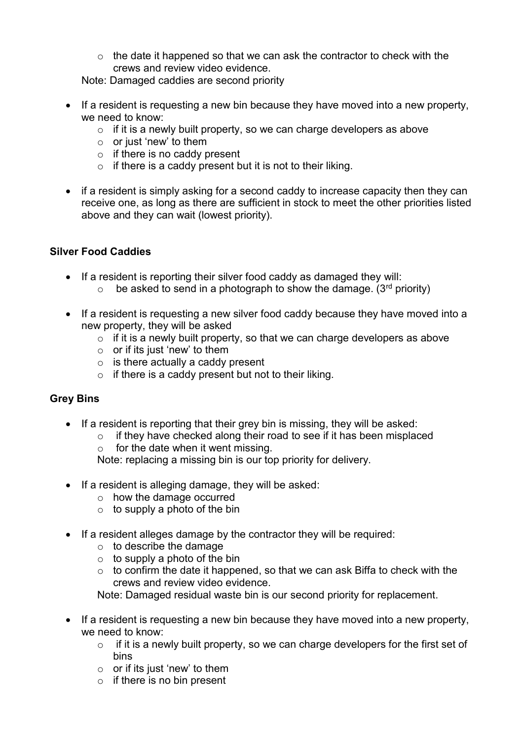- the date it happened so that we can ask the contractor to check with the crews and review video evidence.

  Note: Damaged caddies are second priority

- If a resident is requesting a new bin because they have moved into a new property, we need to know:
   - if it is a newly built property, so we can charge developers as above
   - or just 'new' to them
   - if there is no caddy present
   - if there is a caddy present but it is not to their liking.

- if a resident is simply asking for a second caddy to increase capacity then they can receive one, as long as there are sufficient in stock to meet the other priorities listed above and they can wait (lowest priority).

**Silver Food Caddies**

- If a resident is reporting their silver food caddy as damaged they will:
   - be asked to send in a photograph to show the damage. (3rd priority)

- If a resident is requesting a new silver food caddy because they have moved into a new property, they will be asked
   - if it is a newly built property, so that we can charge developers as above
   - or if its just 'new' to them
   - is there actually a caddy present
   - if there is a caddy present but not to their liking.

**Grey Bins**

- If a resident is reporting that their grey bin is missing, they will be asked:
   - if they have checked along their road to see if it has been misplaced
   - for the date when it went missing.

  Note: replacing a missing bin is our top priority for delivery.

- If a resident is alleging damage, they will be asked:
   - how the damage occurred
   - to supply a photo of the bin

- If a resident alleges damage by the contractor they will be required:
   - to describe the damage
   - to supply a photo of the bin
   - to confirm the date it happened, so that we can ask Biffa to check with the crews and review video evidence.

  Note: Damaged residual waste bin is our second priority for replacement.

- If a resident is requesting a new bin because they have moved into a new property, we need to know:
   - if it is a newly built property, so we can charge developers for the first set of bins
   - or if its just 'new' to them
   - if there is no bin present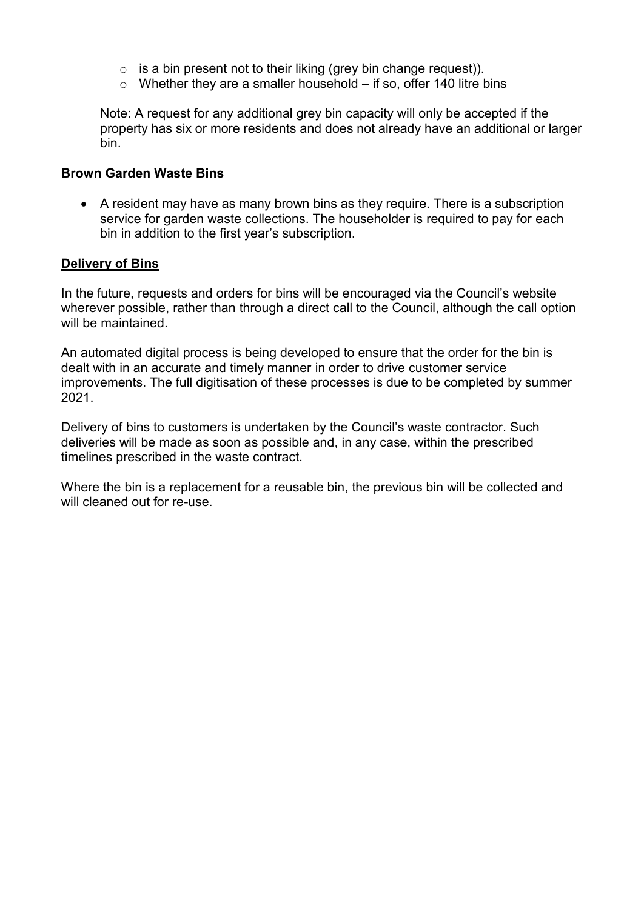- is a bin present not to their liking (grey bin change request)).
  - Whether they are a smaller household – if so, offer 140 litre bins

  Note: A request for any additional grey bin capacity will only be accepted if the property has six or more residents and does not already have an additional or larger bin.

**Brown Garden Waste Bins**

- A resident may have as many brown bins as they require. There is a subscription service for garden waste collections. The householder is required to pay for each bin in addition to the first year's subscription.

**Delivery of Bins**

In the future, requests and orders for bins will be encouraged via the Council's website wherever possible, rather than through a direct call to the Council, although the call option will be maintained.

An automated digital process is being developed to ensure that the order for the bin is dealt with in an accurate and timely manner in order to drive customer service improvements. The full digitisation of these processes is due to be completed by summer 2021.

Delivery of bins to customers is undertaken by the Council's waste contractor. Such deliveries will be made as soon as possible and, in any case, within the prescribed timelines prescribed in the waste contract.

Where the bin is a replacement for a reusable bin, the previous bin will be collected and will cleaned out for re-use.